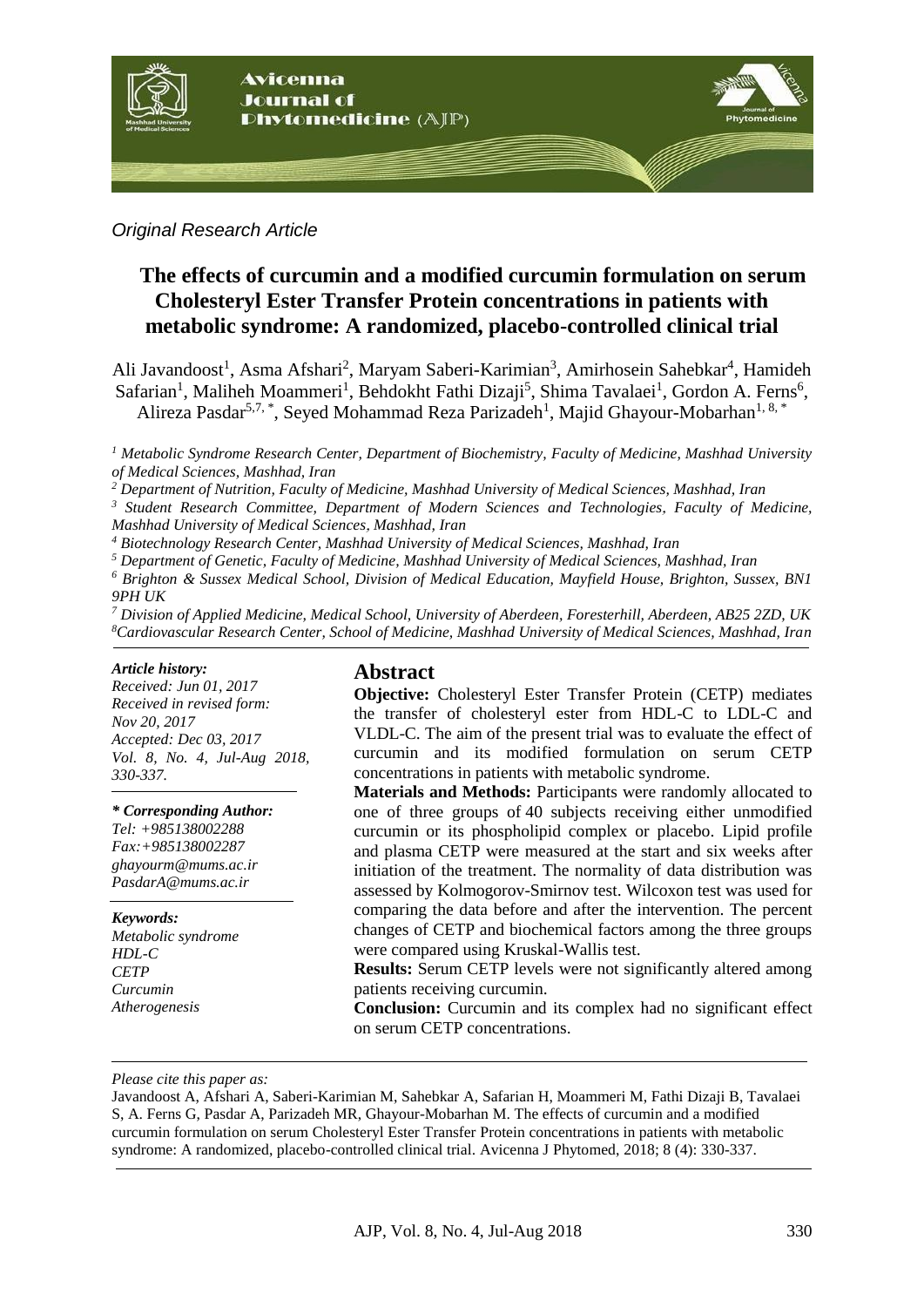*Original Research Article*

# The effects of curcumin and a modified curcumin formulation on serum Cholesteryl Ester Transfer Protein concentrations in patients with metabolic syndrome: A randomized, placebo-controlled clinical trial

Ali Javandoost[1], Asma Afshari[2], Maryam Saberi-Karimian[3], Amirhosein Sahebkar[4], Hamideh Safarian[1], Maliheh Moammeri[1], Behdokht Fathi Dizaji[5], Shima Tavalaei[1], Gordon A. Ferns[6], Alireza Pasdar[5,7,*], Seyed Mohammad Reza Parizadeh[1], Majid Ghayour-Mobarhan[1,8,*]

*[1] Metabolic Syndrome Research Center, Department of Biochemistry, Faculty of Medicine, Mashhad University of Medical Sciences, Mashhad, Iran*

*[2] Department of Nutrition, Faculty of Medicine, Mashhad University of Medical Sciences, Mashhad, Iran*

*[3] Student Research Committee, Department of Modern Sciences and Technologies, Faculty of Medicine, Mashhad University of Medical Sciences, Mashhad, Iran*

*[4] Biotechnology Research Center, Mashhad University of Medical Sciences, Mashhad, Iran*

*[5] Department of Genetic, Faculty of Medicine, Mashhad University of Medical Sciences, Mashhad, Iran*

*[6] Brighton & Sussex Medical School, Division of Medical Education, Mayfield House, Brighton, Sussex, BN1 9PH UK*

*[7] Division of Applied Medicine, Medical School, University of Aberdeen, Foresterhill, Aberdeen, AB25 2ZD, UK*

*[8] Cardiovascular Research Center, School of Medicine, Mashhad University of Medical Sciences, Mashhad, Iran*

***Article history:***
*Received: Jun 01, 2017*
*Received in revised form: Nov 20, 2017*
*Accepted: Dec 03, 2017*
*Vol. 8, No. 4, Jul-Aug 2018, 330-337.*

***\* Corresponding Author:***
*Tel: +985138002288*
*Fax:+985138002287*
*ghayourm@mums.ac.ir*
*PasdarA@mums.ac.ir*

***Keywords:***
*Metabolic syndrome*
*HDL-C*
*CETP*
*Curcumin*
*Atherogenesis*

## Abstract

**Objective:** Cholesteryl Ester Transfer Protein (CETP) mediates the transfer of cholesteryl ester from HDL-C to LDL-C and VLDL-C. The aim of the present trial was to evaluate the effect of curcumin and its modified formulation on serum CETP concentrations in patients with metabolic syndrome.

**Materials and Methods:** Participants were randomly allocated to one of three groups of 40 subjects receiving either unmodified curcumin or its phospholipid complex or placebo. Lipid profile and plasma CETP were measured at the start and six weeks after initiation of the treatment. The normality of data distribution was assessed by Kolmogorov-Smirnov test. Wilcoxon test was used for comparing the data before and after the intervention. The percent changes of CETP and biochemical factors among the three groups were compared using Kruskal-Wallis test.

**Results:** Serum CETP levels were not significantly altered among patients receiving curcumin.

**Conclusion:** Curcumin and its complex had no significant effect on serum CETP concentrations.

*Please cite this paper as:*

Javandoost A, Afshari A, Saberi-Karimian M, Sahebkar A, Safarian H, Moammeri M, Fathi Dizaji B, Tavalaei S, A. Ferns G, Pasdar A, Parizadeh MR, Ghayour-Mobarhan M. The effects of curcumin and a modified curcumin formulation on serum Cholesteryl Ester Transfer Protein concentrations in patients with metabolic syndrome: A randomized, placebo-controlled clinical trial. Avicenna J Phytomed, 2018; 8 (4): 330-337.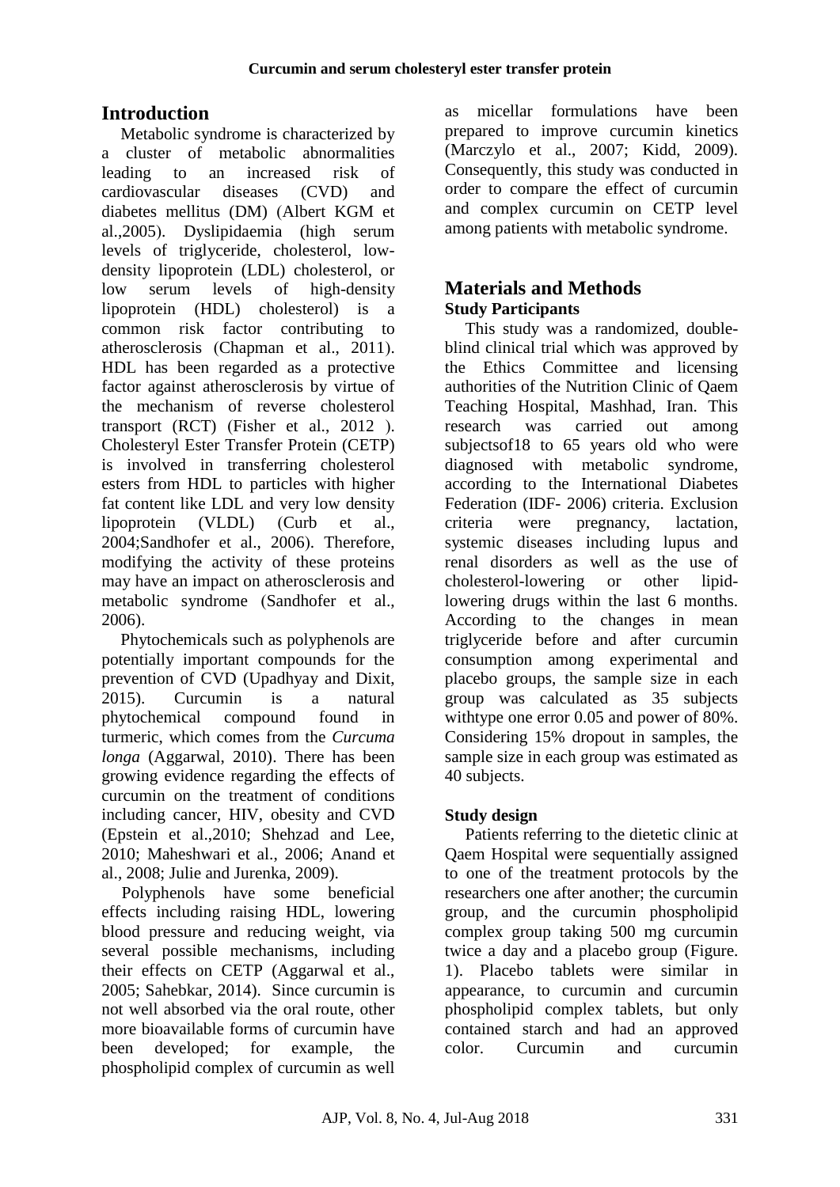## Introduction

Metabolic syndrome is characterized by a cluster of metabolic abnormalities leading to an increased risk of cardiovascular diseases (CVD) and diabetes mellitus (DM) (Albert KGM et al.,2005). Dyslipidaemia (high serum levels of triglyceride, cholesterol, low-density lipoprotein (LDL) cholesterol, or low serum levels of high-density lipoprotein (HDL) cholesterol) is a common risk factor contributing to atherosclerosis (Chapman et al., 2011). HDL has been regarded as a protective factor against atherosclerosis by virtue of the mechanism of reverse cholesterol transport (RCT) (Fisher et al., 2012 ). Cholesteryl Ester Transfer Protein (CETP) is involved in transferring cholesterol esters from HDL to particles with higher fat content like LDL and very low density lipoprotein (VLDL) (Curb et al., 2004;Sandhofer et al., 2006). Therefore, modifying the activity of these proteins may have an impact on atherosclerosis and metabolic syndrome (Sandhofer et al., 2006).

Phytochemicals such as polyphenols are potentially important compounds for the prevention of CVD (Upadhyay and Dixit, 2015). Curcumin is a natural phytochemical compound found in turmeric, which comes from the *Curcuma longa* (Aggarwal, 2010). There has been growing evidence regarding the effects of curcumin on the treatment of conditions including cancer, HIV, obesity and CVD (Epstein et al.,2010; Shehzad and Lee, 2010; Maheshwari et al., 2006; Anand et al., 2008; Julie and Jurenka, 2009).

Polyphenols have some beneficial effects including raising HDL, lowering blood pressure and reducing weight, via several possible mechanisms, including their effects on CETP (Aggarwal et al., 2005; Sahebkar, 2014). Since curcumin is not well absorbed via the oral route, other more bioavailable forms of curcumin have been developed; for example, the phospholipid complex of curcumin as well as micellar formulations have been prepared to improve curcumin kinetics (Marczylo et al., 2007; Kidd, 2009). Consequently, this study was conducted in order to compare the effect of curcumin and complex curcumin on CETP level among patients with metabolic syndrome.

## Materials and Methods

### Study Participants

This study was a randomized, double-blind clinical trial which was approved by the Ethics Committee and licensing authorities of the Nutrition Clinic of Qaem Teaching Hospital, Mashhad, Iran. This research was carried out among subjectsof18 to 65 years old who were diagnosed with metabolic syndrome, according to the International Diabetes Federation (IDF- 2006) criteria. Exclusion criteria were pregnancy, lactation, systemic diseases including lupus and renal disorders as well as the use of cholesterol-lowering or other lipid-lowering drugs within the last 6 months. According to the changes in mean triglyceride before and after curcumin consumption among experimental and placebo groups, the sample size in each group was calculated as 35 subjects withtype one error 0.05 and power of 80%. Considering 15% dropout in samples, the sample size in each group was estimated as 40 subjects.

### Study design

Patients referring to the dietetic clinic at Qaem Hospital were sequentially assigned to one of the treatment protocols by the researchers one after another; the curcumin group, and the curcumin phospholipid complex group taking 500 mg curcumin twice a day and a placebo group (Figure. 1). Placebo tablets were similar in appearance, to curcumin and curcumin phospholipid complex tablets, but only contained starch and had an approved color. Curcumin and curcumin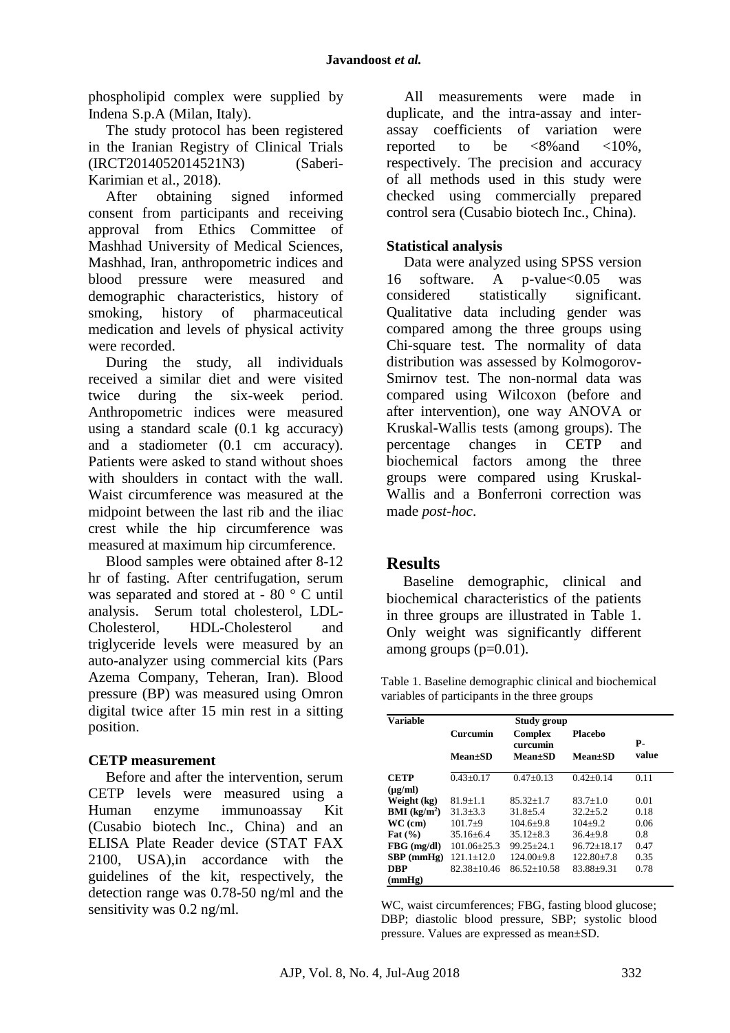phospholipid complex were supplied by Indena S.p.A (Milan, Italy).

The study protocol has been registered in the Iranian Registry of Clinical Trials (IRCT2014052014521N3) (Saberi-Karimian et al., 2018).

After obtaining signed informed consent from participants and receiving approval from Ethics Committee of Mashhad University of Medical Sciences, Mashhad, Iran, anthropometric indices and blood pressure were measured and demographic characteristics, history of smoking, history of pharmaceutical medication and levels of physical activity were recorded.

During the study, all individuals received a similar diet and were visited twice during the six-week period. Anthropometric indices were measured using a standard scale (0.1 kg accuracy) and a stadiometer (0.1 cm accuracy). Patients were asked to stand without shoes with shoulders in contact with the wall. Waist circumference was measured at the midpoint between the last rib and the iliac crest while the hip circumference was measured at maximum hip circumference.

Blood samples were obtained after 8-12 hr of fasting. After centrifugation, serum was separated and stored at - 80 ° C until analysis. Serum total cholesterol, LDL-Cholesterol, HDL-Cholesterol and triglyceride levels were measured by an auto-analyzer using commercial kits (Pars Azema Company, Teheran, Iran). Blood pressure (BP) was measured using Omron digital twice after 15 min rest in a sitting position.

### CETP measurement

Before and after the intervention, serum CETP levels were measured using a Human enzyme immunoassay Kit (Cusabio biotech Inc., China) and an ELISA Plate Reader device (STAT FAX 2100, USA),in accordance with the guidelines of the kit, respectively, the detection range was 0.78-50 ng/ml and the sensitivity was 0.2 ng/ml.

All measurements were made in duplicate, and the intra-assay and inter-assay coefficients of variation were reported to be <8%and <10%, respectively. The precision and accuracy of all methods used in this study were checked using commercially prepared control sera (Cusabio biotech Inc., China).

### Statistical analysis

Data were analyzed using SPSS version 16 software. A p-value<0.05 was considered statistically significant. Qualitative data including gender was compared among the three groups using Chi-square test. The normality of data distribution was assessed by Kolmogorov-Smirnov test. The non-normal data was compared using Wilcoxon (before and after intervention), one way ANOVA or Kruskal-Wallis tests (among groups). The percentage changes in CETP and biochemical factors among the three groups were compared using Kruskal-Wallis and a Bonferroni correction was made *post-hoc*.

## Results

Baseline demographic, clinical and biochemical characteristics of the patients in three groups are illustrated in Table 1. Only weight was significantly different among groups (p=0.01).

Table 1. Baseline demographic clinical and biochemical variables of participants in the three groups

| Variable | Study group | | | |
|---|---|---|---|---|
| | Curcumin | Complex curcumin | Placebo | P-value |
| | Mean±SD | Mean±SD | Mean±SD | |
| **CETP (μg/ml)** | 0.43±0.17 | 0.47±0.13 | 0.42±0.14 | 0.11 |
| **Weight (kg)** | 81.9±1.1 | 85.32±1.7 | 83.7±1.0 | 0.01 |
| **BMI (kg/m²)** | 31.3±3.3 | 31.8±5.4 | 32.2±5.2 | 0.18 |
| **WC (cm)** | 101.7±9 | 104.6±9.8 | 104±9.2 | 0.06 |
| **Fat (%)** | 35.16±6.4 | 35.12±8.3 | 36.4±9.8 | 0.8 |
| **FBG (mg/dl)** | 101.06±25.3 | 99.25±24.1 | 96.72±18.17 | 0.47 |
| **SBP (mmHg)** | 121.1±12.0 | 124.00±9.8 | 122.80±7.8 | 0.35 |
| **DBP (mmHg)** | 82.38±10.46 | 86.52±10.58 | 83.88±9.31 | 0.78 |

WC, waist circumferences; FBG, fasting blood glucose; DBP; diastolic blood pressure, SBP; systolic blood pressure. Values are expressed as mean±SD.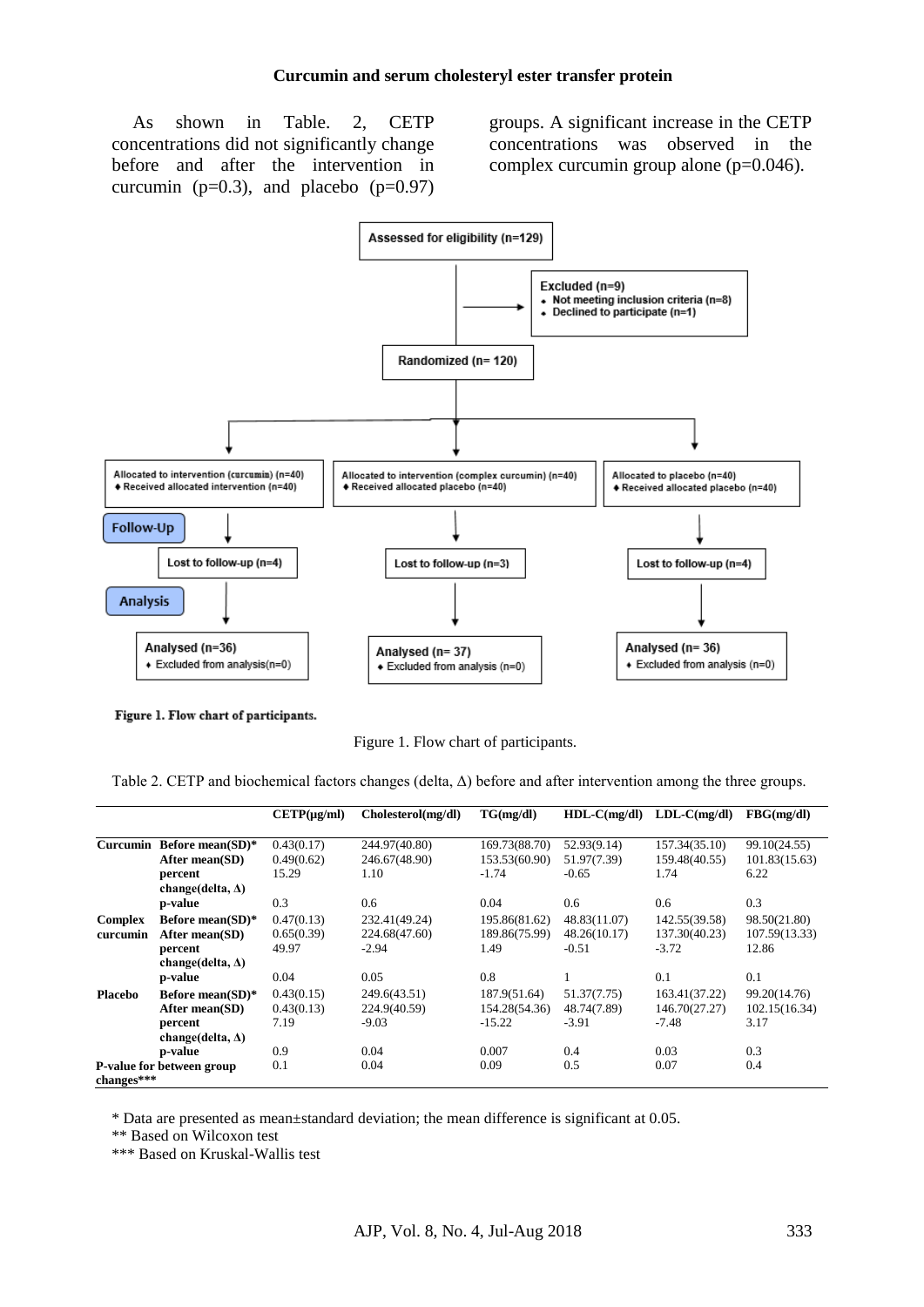### Curcumin and serum cholesteryl ester transfer protein

As shown in Table. 2, CETP concentrations did not significantly change before and after the intervention in curcumin (p=0.3), and placebo (p=0.97) groups. A significant increase in the CETP concentrations was observed in the complex curcumin group alone (p=0.046).

Assessed for eligibility (n=129)

Excluded (n=9)
- Not meeting inclusion criteria (n=8)
- Declined to participate (n=1)

Randomized (n= 120)

Allocated to intervention (curcumin) (n=40)
- Received allocated intervention (n=40)

Allocated to intervention (complex curcumin) (n=40)
- Received allocated placebo (n=40)

Allocated to placebo (n=40)
- Received allocated placebo (n=40)

Follow-Up

Lost to follow-up (n=4) | Lost to follow-up (n=3) | Lost to follow-up (n=4)

Analysis

Analysed (n=36)
- Excluded from analysis(n=0)

Analysed (n= 37)
- Excluded from analysis (n=0)

Analysed (n= 36)
- Excluded from analysis (n=0)

**Figure 1. Flow chart of participants.**

Figure 1. Flow chart of participants.

Table 2. CETP and biochemical factors changes (delta, Δ) before and after intervention among the three groups.

| | | CETP(μg/ml) | Cholesterol(mg/dl) | TG(mg/dl) | HDL-C(mg/dl) | LDL-C(mg/dl) | FBG(mg/dl) |
|---|---|---|---|---|---|---|---|
| **Curcumin** | **Before mean(SD)*** | 0.43(0.17) | 244.97(40.80) | 169.73(88.70) | 52.93(9.14) | 157.34(35.10) | 99.10(24.55) |
| | **After mean(SD)** | 0.49(0.62) | 246.67(48.90) | 153.53(60.90) | 51.97(7.39) | 159.48(40.55) | 101.83(15.63) |
| | **percent change(delta, Δ)** | 15.29 | 1.10 | -1.74 | -0.65 | 1.74 | 6.22 |
| | **p-value** | 0.3 | 0.6 | 0.04 | 0.6 | 0.6 | 0.3 |
| **Complex curcumin** | **Before mean(SD)*** | 0.47(0.13) | 232.41(49.24) | 195.86(81.62) | 48.83(11.07) | 142.55(39.58) | 98.50(21.80) |
| | **After mean(SD)** | 0.65(0.39) | 224.68(47.60) | 189.86(75.99) | 48.26(10.17) | 137.30(40.23) | 107.59(13.33) |
| | **percent change(delta, Δ)** | 49.97 | -2.94 | 1.49 | -0.51 | -3.72 | 12.86 |
| | **p-value** | 0.04 | 0.05 | 0.8 | 1 | 0.1 | 0.1 |
| **Placebo** | **Before mean(SD)*** | 0.43(0.15) | 249.6(43.51) | 187.9(51.64) | 51.37(7.75) | 163.41(37.22) | 99.20(14.76) |
| | **After mean(SD)** | 0.43(0.13) | 224.9(40.59) | 154.28(54.36) | 48.74(7.89) | 146.70(27.27) | 102.15(16.34) |
| | **percent change(delta, Δ)** | 7.19 | -9.03 | -15.22 | -3.91 | -7.48 | 3.17 |
| | **p-value** | 0.9 | 0.04 | 0.007 | 0.4 | 0.03 | 0.3 |
| **P-value for between group changes***** | | 0.1 | 0.04 | 0.09 | 0.5 | 0.07 | 0.4 |

\* Data are presented as mean±standard deviation; the mean difference is significant at 0.05.

** Based on Wilcoxon test

*** Based on Kruskal-Wallis test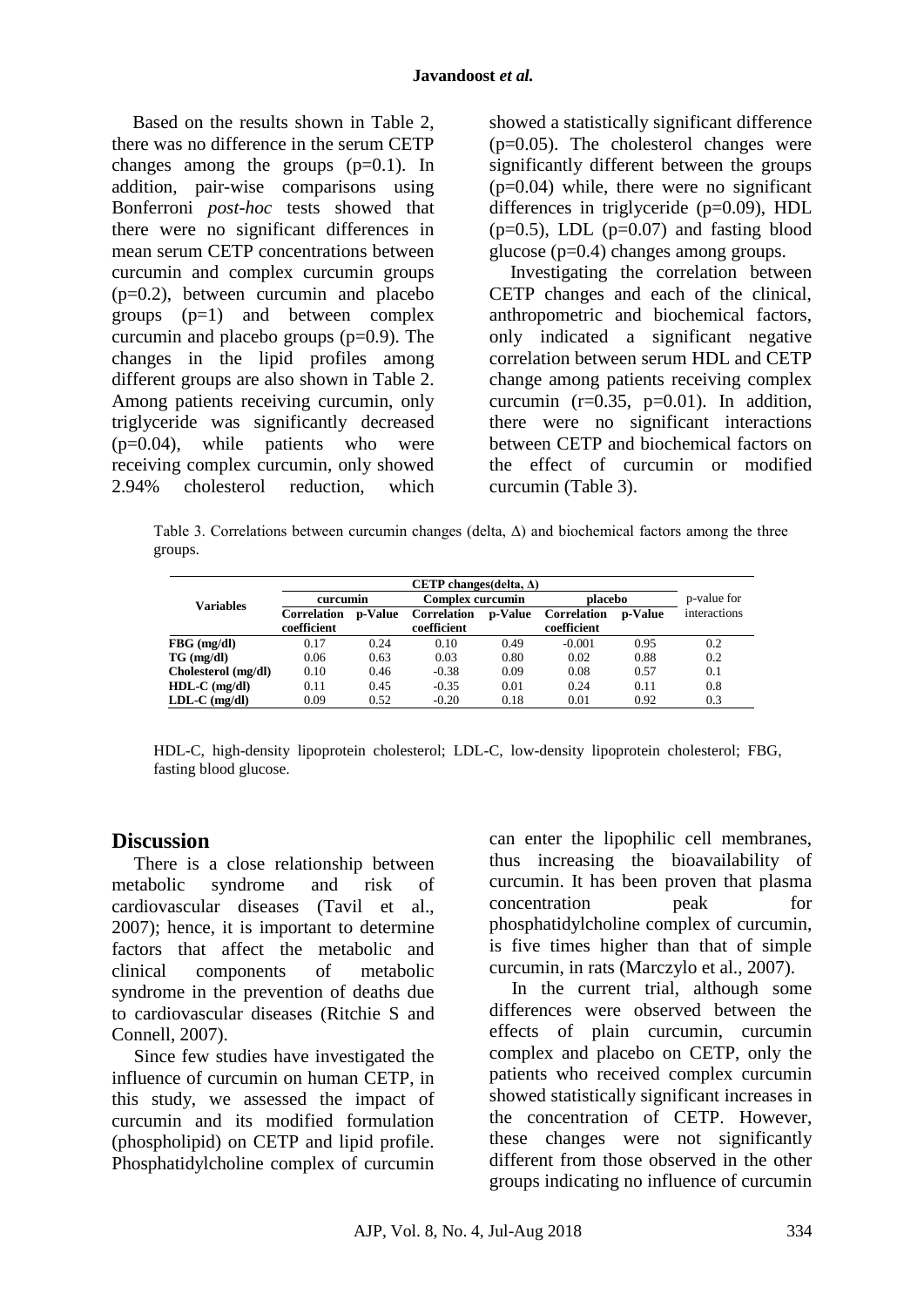Based on the results shown in Table 2, there was no difference in the serum CETP changes among the groups (p=0.1). In addition, pair-wise comparisons using Bonferroni *post-hoc* tests showed that there were no significant differences in mean serum CETP concentrations between curcumin and complex curcumin groups (p=0.2), between curcumin and placebo groups (p=1) and between complex curcumin and placebo groups (p=0.9). The changes in the lipid profiles among different groups are also shown in Table 2. Among patients receiving curcumin, only triglyceride was significantly decreased (p=0.04), while patients who were receiving complex curcumin, only showed 2.94% cholesterol reduction, which showed a statistically significant difference (p=0.05). The cholesterol changes were significantly different between the groups (p=0.04) while, there were no significant differences in triglyceride (p=0.09), HDL (p=0.5), LDL (p=0.07) and fasting blood glucose (p=0.4) changes among groups.

Investigating the correlation between CETP changes and each of the clinical, anthropometric and biochemical factors, only indicated a significant negative correlation between serum HDL and CETP change among patients receiving complex curcumin (r=0.35, p=0.01). In addition, there were no significant interactions between CETP and biochemical factors on the effect of curcumin or modified curcumin (Table 3).

Table 3. Correlations between curcumin changes (delta, Δ) and biochemical factors among the three groups.

| Variables | CETP changes(delta, Δ) | | | | | | p-value for interactions |
|---|---|---|---|---|---|---|---|
| | curcumin | | Complex curcumin | | placebo | | |
| | Correlation coefficient | p-Value | Correlation coefficient | p-Value | Correlation coefficient | p-Value | |
| **FBG (mg/dl)** | 0.17 | 0.24 | 0.10 | 0.49 | -0.001 | 0.95 | 0.2 |
| **TG (mg/dl)** | 0.06 | 0.63 | 0.03 | 0.80 | 0.02 | 0.88 | 0.2 |
| **Cholesterol (mg/dl)** | 0.10 | 0.46 | -0.38 | 0.09 | 0.08 | 0.57 | 0.1 |
| **HDL-C (mg/dl)** | 0.11 | 0.45 | -0.35 | 0.01 | 0.24 | 0.11 | 0.8 |
| **LDL-C (mg/dl)** | 0.09 | 0.52 | -0.20 | 0.18 | 0.01 | 0.92 | 0.3 |

HDL-C, high-density lipoprotein cholesterol; LDL-C, low-density lipoprotein cholesterol; FBG, fasting blood glucose.

## Discussion

There is a close relationship between metabolic syndrome and risk of cardiovascular diseases (Tavil et al., 2007); hence, it is important to determine factors that affect the metabolic and clinical components of metabolic syndrome in the prevention of deaths due to cardiovascular diseases (Ritchie S and Connell, 2007).

Since few studies have investigated the influence of curcumin on human CETP, in this study, we assessed the impact of curcumin and its modified formulation (phospholipid) on CETP and lipid profile. Phosphatidylcholine complex of curcumin can enter the lipophilic cell membranes, thus increasing the bioavailability of curcumin. It has been proven that plasma concentration peak for phosphatidylcholine complex of curcumin, is five times higher than that of simple curcumin, in rats (Marczylo et al., 2007).

In the current trial, although some differences were observed between the effects of plain curcumin, curcumin complex and placebo on CETP, only the patients who received complex curcumin showed statistically significant increases in the concentration of CETP. However, these changes were not significantly different from those observed in the other groups indicating no influence of curcumin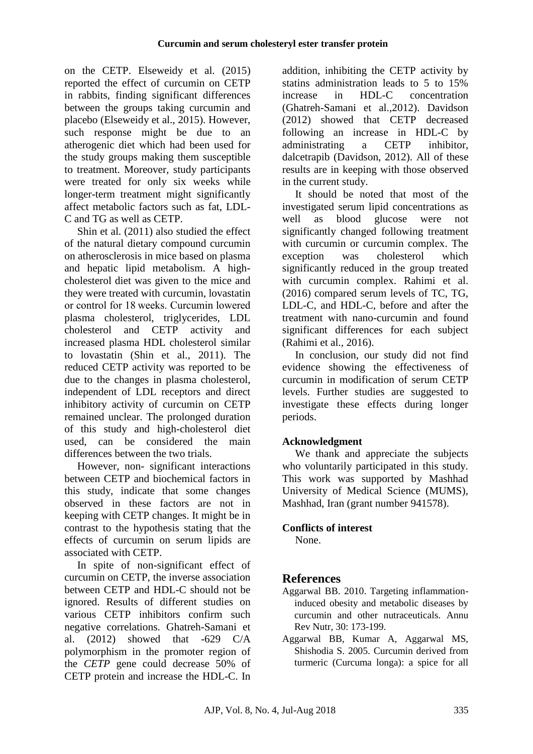on the CETP. Elseweidy et al. (2015) reported the effect of curcumin on CETP in rabbits, finding significant differences between the groups taking curcumin and placebo (Elseweidy et al., 2015). However, such response might be due to an atherogenic diet which had been used for the study groups making them susceptible to treatment. Moreover, study participants were treated for only six weeks while longer-term treatment might significantly affect metabolic factors such as fat, LDL-C and TG as well as CETP.

Shin et al. (2011) also studied the effect of the natural dietary compound curcumin on atherosclerosis in mice based on plasma and hepatic lipid metabolism. A high-cholesterol diet was given to the mice and they were treated with curcumin, lovastatin or control for 18 weeks. Curcumin lowered plasma cholesterol, triglycerides, LDL cholesterol and CETP activity and increased plasma HDL cholesterol similar to lovastatin (Shin et al., 2011). The reduced CETP activity was reported to be due to the changes in plasma cholesterol, independent of LDL receptors and direct inhibitory activity of curcumin on CETP remained unclear. The prolonged duration of this study and high-cholesterol diet used, can be considered the main differences between the two trials.

However, non- significant interactions between CETP and biochemical factors in this study, indicate that some changes observed in these factors are not in keeping with CETP changes. It might be in contrast to the hypothesis stating that the effects of curcumin on serum lipids are associated with CETP.

In spite of non-significant effect of curcumin on CETP, the inverse association between CETP and HDL-C should not be ignored. Results of different studies on various CETP inhibitors confirm such negative correlations. Ghatreh-Samani et al. (2012) showed that -629 C/A polymorphism in the promoter region of the *CETP* gene could decrease 50% of CETP protein and increase the HDL-C. In addition, inhibiting the CETP activity by statins administration leads to 5 to 15% increase in HDL-C concentration (Ghatreh-Samani et al.,2012). Davidson (2012) showed that CETP decreased following an increase in HDL-C by administrating a CETP inhibitor, dalcetrapib (Davidson, 2012). All of these results are in keeping with those observed in the current study.

It should be noted that most of the investigated serum lipid concentrations as well as blood glucose were not significantly changed following treatment with curcumin or curcumin complex. The exception was cholesterol which significantly reduced in the group treated with curcumin complex. Rahimi et al. (2016) compared serum levels of TC, TG, LDL-C, and HDL-C, before and after the treatment with nano-curcumin and found significant differences for each subject (Rahimi et al., 2016).

In conclusion, our study did not find evidence showing the effectiveness of curcumin in modification of serum CETP levels. Further studies are suggested to investigate these effects during longer periods.

### Acknowledgment

We thank and appreciate the subjects who voluntarily participated in this study. This work was supported by Mashhad University of Medical Science (MUMS), Mashhad, Iran (grant number 941578).

### Conflicts of interest

None.

## References

Aggarwal BB. 2010. Targeting inflammation-induced obesity and metabolic diseases by curcumin and other nutraceuticals. Annu Rev Nutr, 30: 173-199.

Aggarwal BB, Kumar A, Aggarwal MS, Shishodia S. 2005. Curcumin derived from turmeric (Curcuma longa): a spice for all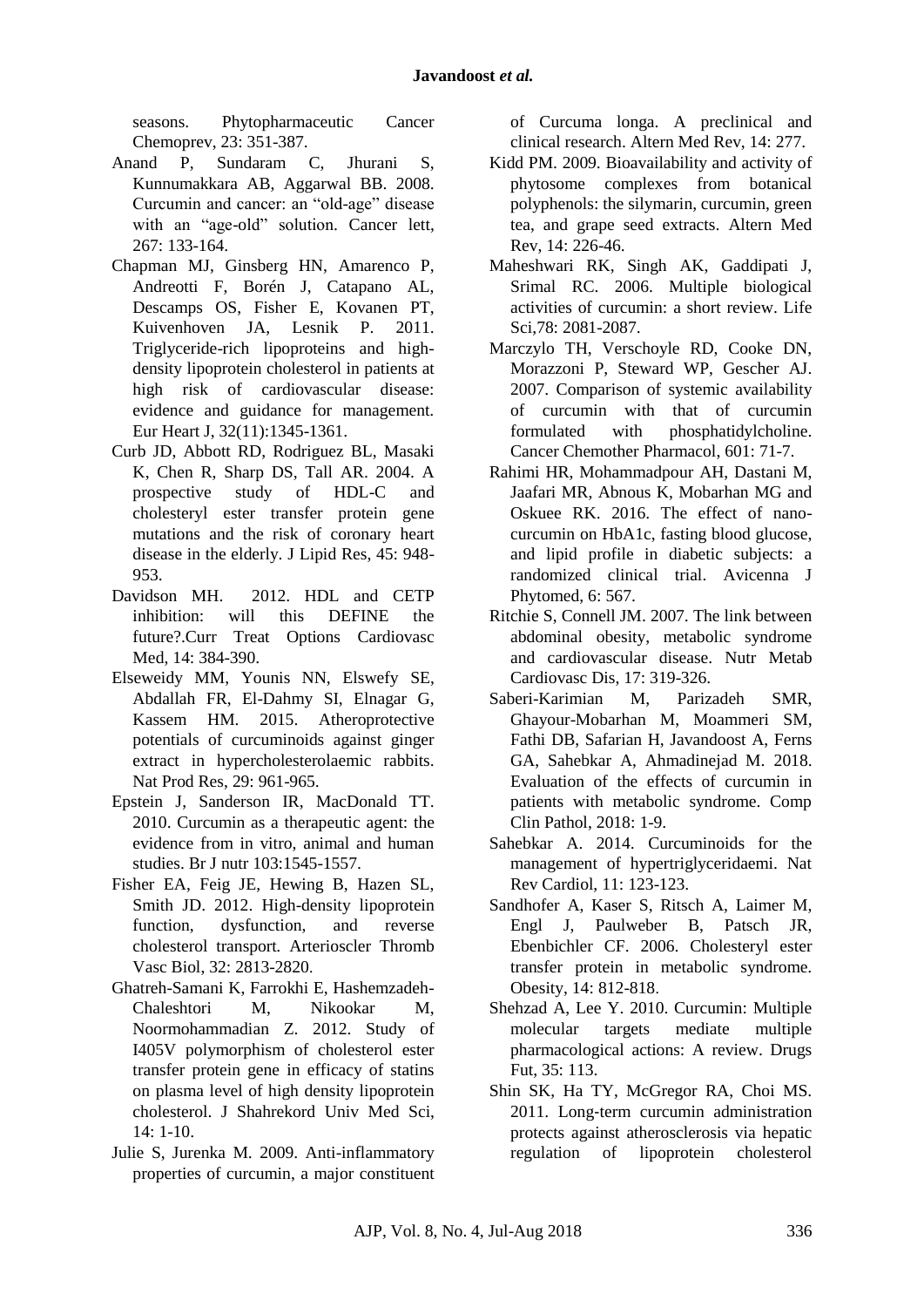seasons. Phytopharmaceutic Cancer Chemoprev, 23: 351-387.

Anand P, Sundaram C, Jhurani S, Kunnumakkara AB, Aggarwal BB. 2008. Curcumin and cancer: an “old-age” disease with an “age-old” solution. Cancer lett, 267: 133-164.

Chapman MJ, Ginsberg HN, Amarenco P, Andreotti F, Borén J, Catapano AL, Descamps OS, Fisher E, Kovanen PT, Kuivenhoven JA, Lesnik P. 2011. Triglyceride-rich lipoproteins and high-density lipoprotein cholesterol in patients at high risk of cardiovascular disease: evidence and guidance for management. Eur Heart J, 32(11):1345-1361.

Curb JD, Abbott RD, Rodriguez BL, Masaki K, Chen R, Sharp DS, Tall AR. 2004. A prospective study of HDL-C and cholesteryl ester transfer protein gene mutations and the risk of coronary heart disease in the elderly. J Lipid Res, 45: 948-953.

Davidson MH. 2012. HDL and CETP inhibition: will this DEFINE the future?.Curr Treat Options Cardiovasc Med, 14: 384-390.

Elseweidy MM, Younis NN, Elswefy SE, Abdallah FR, El-Dahmy SI, Elnagar G, Kassem HM. 2015. Atheroprotective potentials of curcuminoids against ginger extract in hypercholesterolaemic rabbits. Nat Prod Res, 29: 961-965.

Epstein J, Sanderson IR, MacDonald TT. 2010. Curcumin as a therapeutic agent: the evidence from in vitro, animal and human studies. Br J nutr 103:1545-1557.

Fisher EA, Feig JE, Hewing B, Hazen SL, Smith JD. 2012. High-density lipoprotein function, dysfunction, and reverse cholesterol transport. Arterioscler Thromb Vasc Biol, 32: 2813-2820.

Ghatreh-Samani K, Farrokhi E, Hashemzadeh-Chaleshtori M, Nikookar M, Noormohammadian Z. 2012. Study of I405V polymorphism of cholesterol ester transfer protein gene in efficacy of statins on plasma level of high density lipoprotein cholesterol. J Shahrekord Univ Med Sci, 14: 1-10.

Julie S, Jurenka M. 2009. Anti-inflammatory properties of curcumin, a major constituent of Curcuma longa. A preclinical and clinical research. Altern Med Rev, 14: 277.

Kidd PM. 2009. Bioavailability and activity of phytosome complexes from botanical polyphenols: the silymarin, curcumin, green tea, and grape seed extracts. Altern Med Rev, 14: 226-46.

Maheshwari RK, Singh AK, Gaddipati J, Srimal RC. 2006. Multiple biological activities of curcumin: a short review. Life Sci,78: 2081-2087.

Marczylo TH, Verschoyle RD, Cooke DN, Morazzoni P, Steward WP, Gescher AJ. 2007. Comparison of systemic availability of curcumin with that of curcumin formulated with phosphatidylcholine. Cancer Chemother Pharmacol, 601: 71-7.

Rahimi HR, Mohammadpour AH, Dastani M, Jaafari MR, Abnous K, Mobarhan MG and Oskuee RK. 2016. The effect of nano-curcumin on HbA1c, fasting blood glucose, and lipid profile in diabetic subjects: a randomized clinical trial. Avicenna J Phytomed, 6: 567.

Ritchie S, Connell JM. 2007. The link between abdominal obesity, metabolic syndrome and cardiovascular disease. Nutr Metab Cardiovasc Dis, 17: 319-326.

Saberi-Karimian M, Parizadeh SMR, Ghayour-Mobarhan M, Moammeri SM, Fathi DB, Safarian H, Javandoost A, Ferns GA, Sahebkar A, Ahmadinejad M. 2018. Evaluation of the effects of curcumin in patients with metabolic syndrome. Comp Clin Pathol, 2018: 1-9.

Sahebkar A. 2014. Curcuminoids for the management of hypertriglyceridaemi. Nat Rev Cardiol, 11: 123-123.

Sandhofer A, Kaser S, Ritsch A, Laimer M, Engl J, Paulweber B, Patsch JR, Ebenbichler CF. 2006. Cholesteryl ester transfer protein in metabolic syndrome. Obesity, 14: 812-818.

Shehzad A, Lee Y. 2010. Curcumin: Multiple molecular targets mediate multiple pharmacological actions: A review. Drugs Fut, 35: 113.

Shin SK, Ha TY, McGregor RA, Choi MS. 2011. Long-term curcumin administration protects against atherosclerosis via hepatic regulation of lipoprotein cholesterol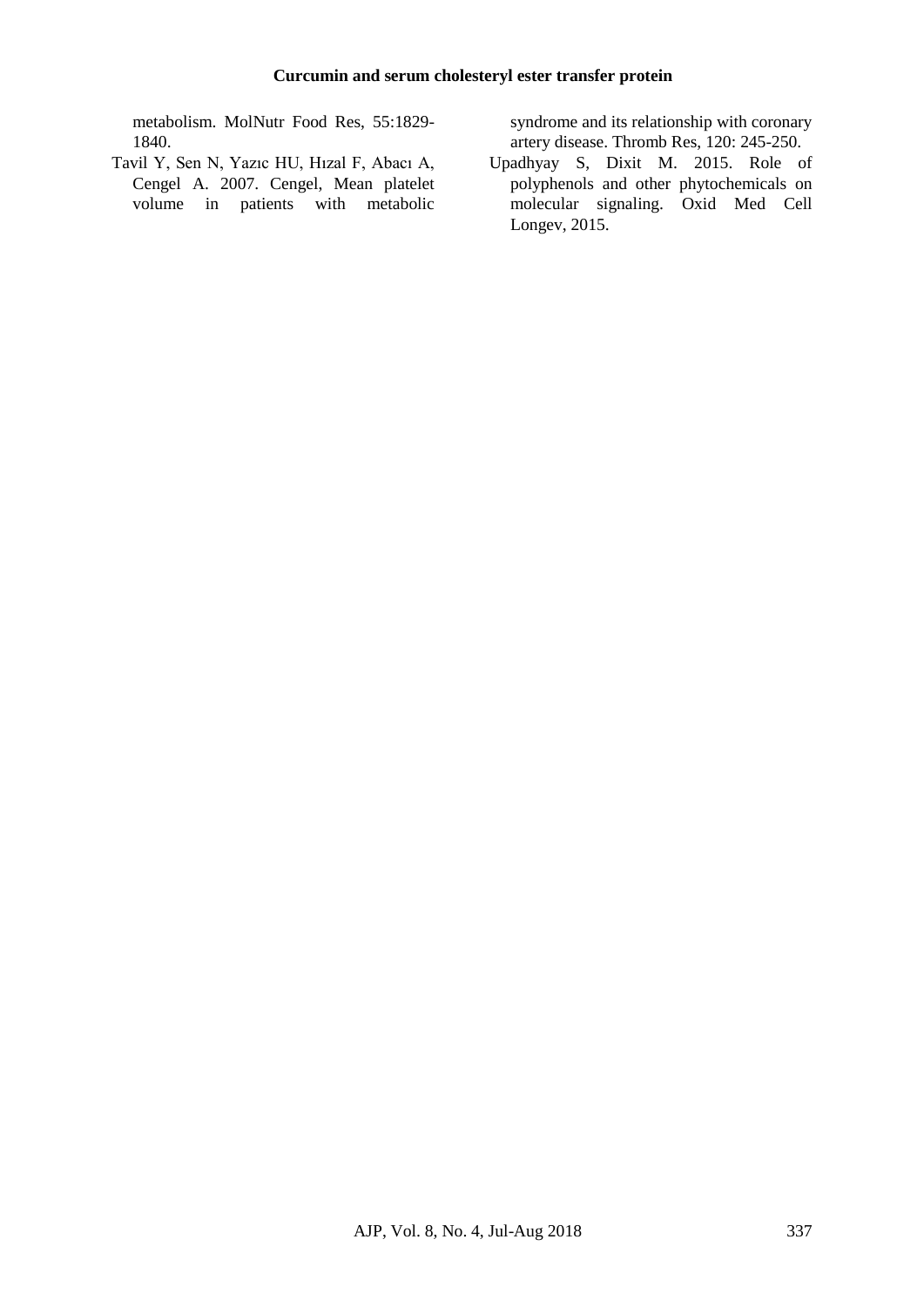metabolism. MolNutr Food Res, 55:1829-1840.

Tavil Y, Sen N, Yazıc HU, Hızal F, Abacı A, Cengel A. 2007. Cengel, Mean platelet volume in patients with metabolic syndrome and its relationship with coronary artery disease. Thromb Res, 120: 245-250.

Upadhyay S, Dixit M. 2015. Role of polyphenols and other phytochemicals on molecular signaling. Oxid Med Cell Longev, 2015.